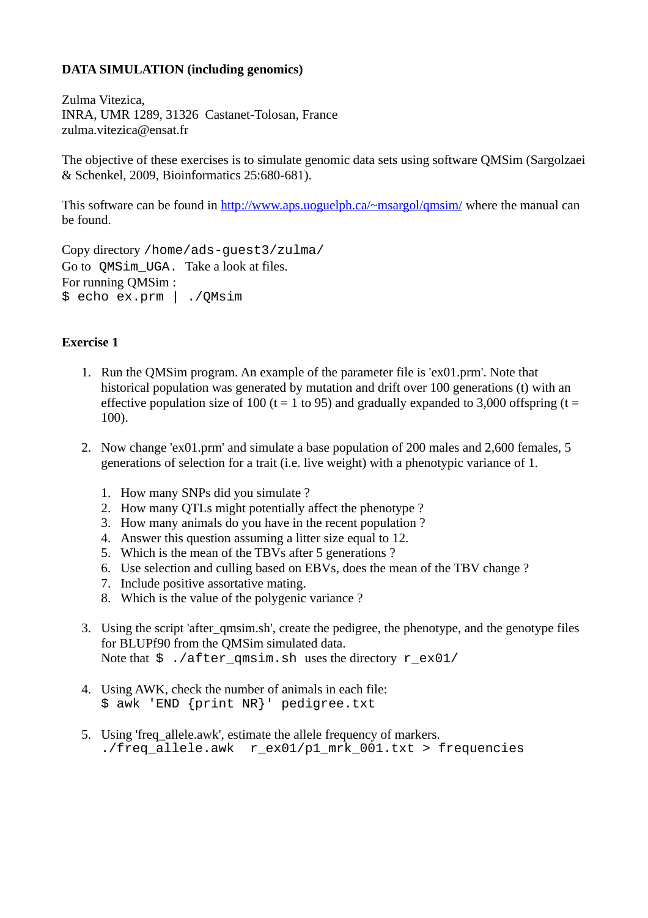**DATA SIMULATION (including genomics)**

Zulma Vitezica,
INRA, UMR 1289, 31326 Castanet-Tolosan, France
zulma.vitezica@ensat.fr

The objective of these exercises is to simulate genomic data sets using software QMSim (Sargolzaei & Schenkel, 2009, Bioinformatics 25:680-681).

This software can be found in http://www.aps.uoguelph.ca/~msargol/qmsim/ where the manual can be found.

Copy directory `/home/ads-guest3/zulma/`
Go to `QMSim_UGA.` Take a look at files.
For running QMSim :
```
$ echo ex.prm | ./QMsim
```

**Exercise 1**

1. Run the QMSim program. An example of the parameter file is 'ex01.prm'. Note that historical population was generated by mutation and drift over 100 generations (t) with an effective population size of 100 (t = 1 to 95) and gradually expanded to 3,000 offspring (t = 100).

2. Now change 'ex01.prm' and simulate a base population of 200 males and 2,600 females, 5 generations of selection for a trait (i.e. live weight) with a phenotypic variance of 1.

    1. How many SNPs did you simulate ?
    2. How many QTLs might potentially affect the phenotype ?
    3. How many animals do you have in the recent population ?
    4. Answer this question assuming a litter size equal to 12.
    5. Which is the mean of the TBVs after 5 generations ?
    6. Use selection and culling based on EBVs, does the mean of the TBV change ?
    7. Include positive assortative mating.
    8. Which is the value of the polygenic variance ?

3. Using the script 'after_qmsim.sh', create the pedigree, the phenotype, and the genotype files for BLUPf90 from the QMSim simulated data.
   Note that `$ ./after_qmsim.sh` uses the directory `r_ex01/`

4. Using AWK, check the number of animals in each file:
   ```
   $ awk 'END {print NR}' pedigree.txt
   ```

5. Using 'freq_allele.awk', estimate the allele frequency of markers.
   ```
   ./freq_allele.awk  r_ex01/p1_mrk_001.txt > frequencies
   ```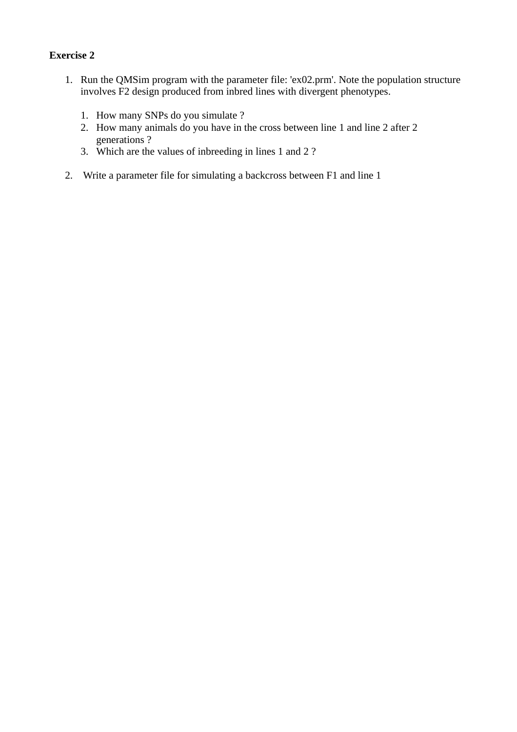**Exercise 2**

1. Run the QMSim program with the parameter file: 'ex02.prm'. Note the population structure involves F2 design produced from inbred lines with divergent phenotypes.

    1. How many SNPs do you simulate ?
    2. How many animals do you have in the cross between line 1 and line 2 after 2 generations ?
    3. Which are the values of inbreeding in lines 1 and 2 ?

2. Write a parameter file for simulating a backcross between F1 and line 1